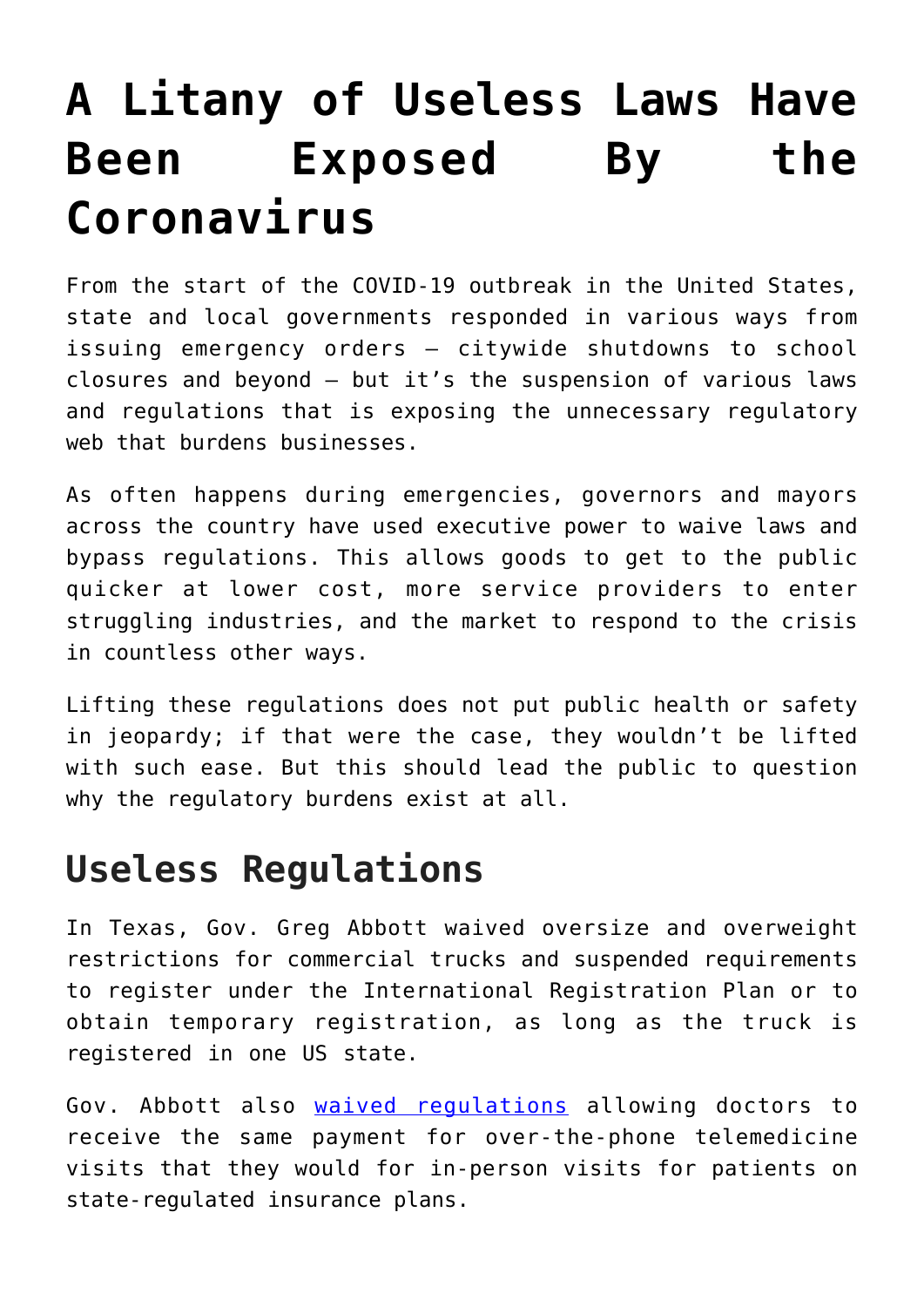# A Litany of Useless Laws Have Been Exposed By the Coronavirus

From the start of the COVID-19 outbreak in the United States, state and local governments responded in various ways from issuing emergency orders – citywide shutdowns to school closures and beyond – but it's the suspension of various laws and regulations that is exposing the unnecessary regulatory web that burdens businesses.

As often happens during emergencies, governors and mayors across the country have used executive power to waive laws and bypass regulations. This allows goods to get to the public quicker at lower cost, more service providers to enter struggling industries, and the market to respond to the crisis in countless other ways.

Lifting these regulations does not put public health or safety in jeopardy; if that were the case, they wouldn't be lifted with such ease. But this should lead the public to question why the regulatory burdens exist at all.

## Useless Regulations

In Texas, Gov. Greg Abbott waived oversize and overweight restrictions for commercial trucks and suspended requirements to register under the International Registration Plan or to obtain temporary registration, as long as the truck is registered in one US state.

Gov. Abbott also waived regulations allowing doctors to receive the same payment for over-the-phone telemedicine visits that they would for in-person visits for patients on state-regulated insurance plans.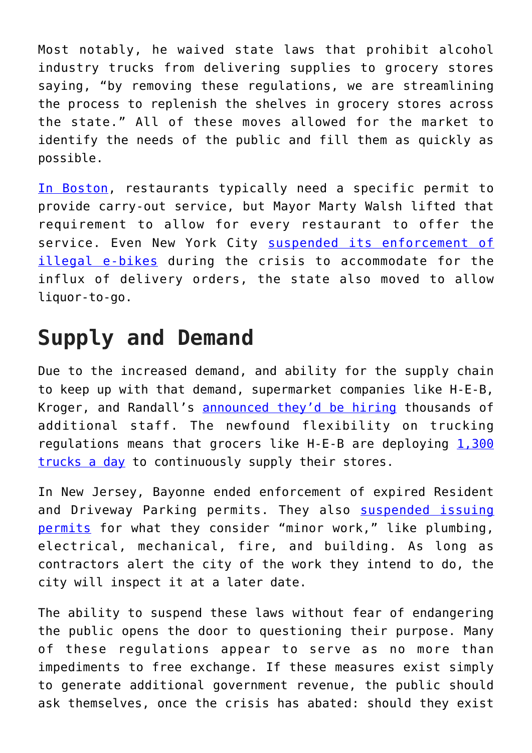Most notably, he waived state laws that prohibit alcohol industry trucks from delivering supplies to grocery stores saying, "by removing these regulations, we are streamlining the process to replenish the shelves in grocery stores across the state." All of these moves allowed for the market to identify the needs of the public and fill them as quickly as possible.

In Boston, restaurants typically need a specific permit to provide carry-out service, but Mayor Marty Walsh lifted that requirement to allow for every restaurant to offer the service. Even New York City suspended its enforcement of illegal e-bikes during the crisis to accommodate for the influx of delivery orders, the state also moved to allow liquor-to-go.

## Supply and Demand

Due to the increased demand, and ability for the supply chain to keep up with that demand, supermarket companies like H-E-B, Kroger, and Randall's announced they'd be hiring thousands of additional staff. The newfound flexibility on trucking regulations means that grocers like H-E-B are deploying 1,300 trucks a day to continuously supply their stores.

In New Jersey, Bayonne ended enforcement of expired Resident and Driveway Parking permits. They also suspended issuing permits for what they consider "minor work," like plumbing, electrical, mechanical, fire, and building. As long as contractors alert the city of the work they intend to do, the city will inspect it at a later date.

The ability to suspend these laws without fear of endangering the public opens the door to questioning their purpose. Many of these regulations appear to serve as no more than impediments to free exchange. If these measures exist simply to generate additional government revenue, the public should ask themselves, once the crisis has abated: should they exist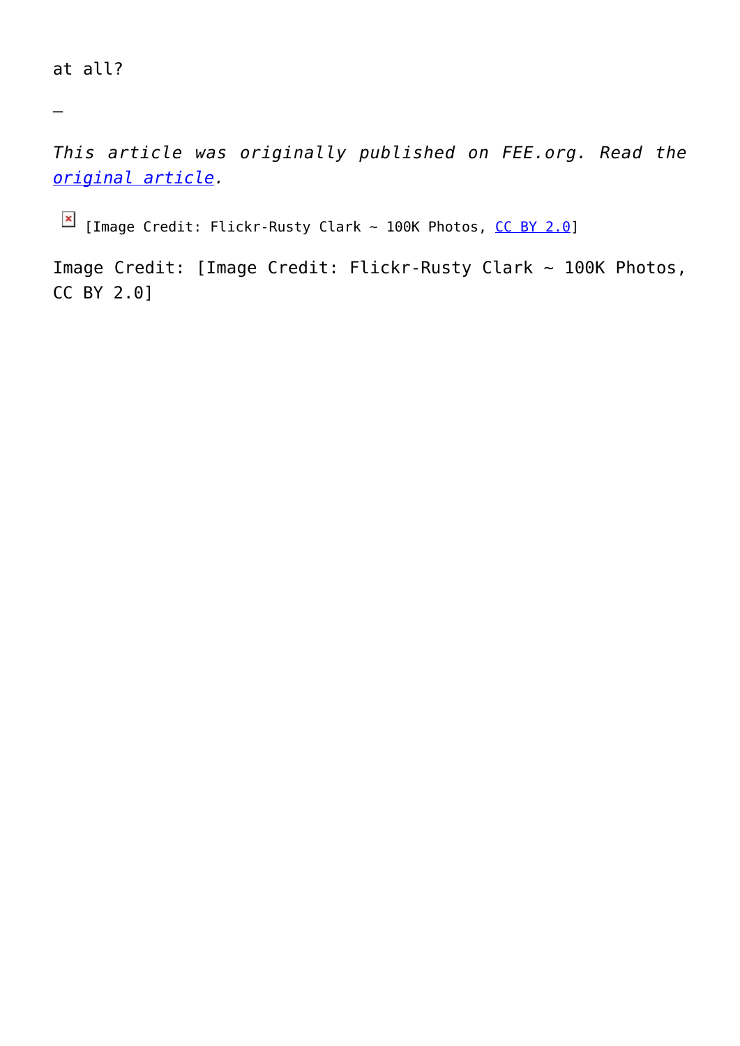at all?

—

*This article was originally published on FEE.org. Read the [original article](#).*

[Image Credit: Flickr-Rusty Clark ~ 100K Photos, CC BY 2.0]

Image Credit: [Image Credit: Flickr-Rusty Clark ~ 100K Photos, CC BY 2.0]